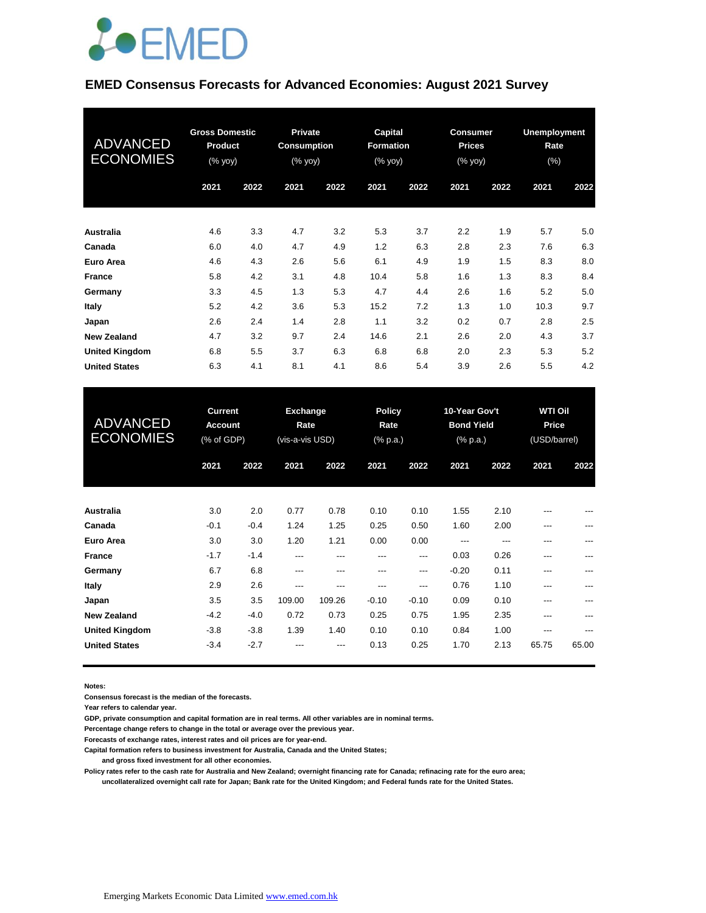# EMED Consensus Forecasts for Advanced Economies: August 2021 Survey

| ADVANCED ECONOMIES | Gross Domestic Product (% yoy) | | Private Consumption (% yoy) | | Capital Formation (% yoy) | | Consumer Prices (% yoy) | | Unemployment Rate (%) | |
|---|---|---|---|---|---|---|---|---|---|---|
| | 2021 | 2022 | 2021 | 2022 | 2021 | 2022 | 2021 | 2022 | 2021 | 2022 |
| **Australia** | 4.6 | 3.3 | 4.7 | 3.2 | 5.3 | 3.7 | 2.2 | 1.9 | 5.7 | 5.0 |
| **Canada** | 6.0 | 4.0 | 4.7 | 4.9 | 1.2 | 6.3 | 2.8 | 2.3 | 7.6 | 6.3 |
| **Euro Area** | 4.6 | 4.3 | 2.6 | 5.6 | 6.1 | 4.9 | 1.9 | 1.5 | 8.3 | 8.0 |
| **France** | 5.8 | 4.2 | 3.1 | 4.8 | 10.4 | 5.8 | 1.6 | 1.3 | 8.3 | 8.4 |
| **Germany** | 3.3 | 4.5 | 1.3 | 5.3 | 4.7 | 4.4 | 2.6 | 1.6 | 5.2 | 5.0 |
| **Italy** | 5.2 | 4.2 | 3.6 | 5.3 | 15.2 | 7.2 | 1.3 | 1.0 | 10.3 | 9.7 |
| **Japan** | 2.6 | 2.4 | 1.4 | 2.8 | 1.1 | 3.2 | 0.2 | 0.7 | 2.8 | 2.5 |
| **New Zealand** | 4.7 | 3.2 | 9.7 | 2.4 | 14.6 | 2.1 | 2.6 | 2.0 | 4.3 | 3.7 |
| **United Kingdom** | 6.8 | 5.5 | 3.7 | 6.3 | 6.8 | 6.8 | 2.0 | 2.3 | 5.3 | 5.2 |
| **United States** | 6.3 | 4.1 | 8.1 | 4.1 | 8.6 | 5.4 | 3.9 | 2.6 | 5.5 | 4.2 |

| ADVANCED ECONOMIES | Current Account (% of GDP) | | Exchange Rate (vis-a-vis USD) | | Policy Rate (% p.a.) | | 10-Year Gov't Bond Yield (% p.a.) | | WTI Oil Price (USD/barrel) | |
|---|---|---|---|---|---|---|---|---|---|---|
| | 2021 | 2022 | 2021 | 2022 | 2021 | 2022 | 2021 | 2022 | 2021 | 2022 |
| **Australia** | 3.0 | 2.0 | 0.77 | 0.78 | 0.10 | 0.10 | 1.55 | 2.10 | --- | --- |
| **Canada** | -0.1 | -0.4 | 1.24 | 1.25 | 0.25 | 0.50 | 1.60 | 2.00 | --- | --- |
| **Euro Area** | 3.0 | 3.0 | 1.20 | 1.21 | 0.00 | 0.00 | --- | --- | --- | --- |
| **France** | -1.7 | -1.4 | --- | --- | --- | --- | 0.03 | 0.26 | --- | --- |
| **Germany** | 6.7 | 6.8 | --- | --- | --- | --- | -0.20 | 0.11 | --- | --- |
| **Italy** | 2.9 | 2.6 | --- | --- | --- | --- | 0.76 | 1.10 | --- | --- |
| **Japan** | 3.5 | 3.5 | 109.00 | 109.26 | -0.10 | -0.10 | 0.09 | 0.10 | --- | --- |
| **New Zealand** | -4.2 | -4.0 | 0.72 | 0.73 | 0.25 | 0.75 | 1.95 | 2.35 | --- | --- |
| **United Kingdom** | -3.8 | -3.8 | 1.39 | 1.40 | 0.10 | 0.10 | 0.84 | 1.00 | --- | --- |
| **United States** | -3.4 | -2.7 | --- | --- | 0.13 | 0.25 | 1.70 | 2.13 | 65.75 | 65.00 |

**Notes:**

**Consensus forecast is the median of the forecasts.**

**Year refers to calendar year.**

**GDP, private consumption and capital formation are in real terms. All other variables are in nominal terms.**

**Percentage change refers to change in the total or average over the previous year.**

**Forecasts of exchange rates, interest rates and oil prices are for year-end.**

**Capital formation refers to business investment for Australia, Canada and the United States; and gross fixed investment for all other economies.**

**Policy rates refer to the cash rate for Australia and New Zealand; overnight financing rate for Canada; refinacing rate for the euro area; uncollateralized overnight call rate for Japan; Bank rate for the United Kingdom; and Federal funds rate for the United States.**

Emerging Markets Economic Data Limited www.emed.com.hk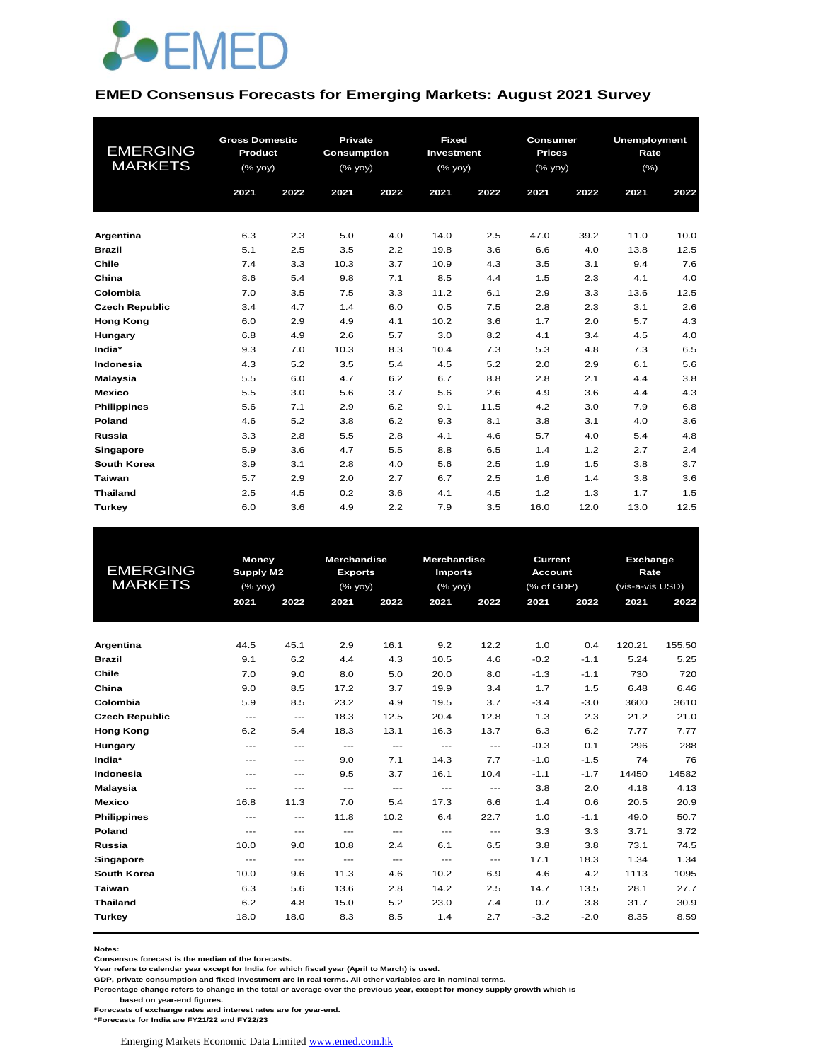EMED

## EMED Consensus Forecasts for Emerging Markets: August 2021 Survey

| EMERGING MARKETS | Gross Domestic Product (% yoy) | | Private Consumption (% yoy) | | Fixed Investment (% yoy) | | Consumer Prices (% yoy) | | Unemployment Rate (%) | |
|---|---|---|---|---|---|---|---|---|---|---|
| | 2021 | 2022 | 2021 | 2022 | 2021 | 2022 | 2021 | 2022 | 2021 | 2022 |
| **Argentina** | 6.3 | 2.3 | 5.0 | 4.0 | 14.0 | 2.5 | 47.0 | 39.2 | 11.0 | 10.0 |
| **Brazil** | 5.1 | 2.5 | 3.5 | 2.2 | 19.8 | 3.6 | 6.6 | 4.0 | 13.8 | 12.5 |
| **Chile** | 7.4 | 3.3 | 10.3 | 3.7 | 10.9 | 4.3 | 3.5 | 3.1 | 9.4 | 7.6 |
| **China** | 8.6 | 5.4 | 9.8 | 7.1 | 8.5 | 4.4 | 1.5 | 2.3 | 4.1 | 4.0 |
| **Colombia** | 7.0 | 3.5 | 7.5 | 3.3 | 11.2 | 6.1 | 2.9 | 3.3 | 13.6 | 12.5 |
| **Czech Republic** | 3.4 | 4.7 | 1.4 | 6.0 | 0.5 | 7.5 | 2.8 | 2.3 | 3.1 | 2.6 |
| **Hong Kong** | 6.0 | 2.9 | 4.9 | 4.1 | 10.2 | 3.6 | 1.7 | 2.0 | 5.7 | 4.3 |
| **Hungary** | 6.8 | 4.9 | 2.6 | 5.7 | 3.0 | 8.2 | 4.1 | 3.4 | 4.5 | 4.0 |
| **India*** | 9.3 | 7.0 | 10.3 | 8.3 | 10.4 | 7.3 | 5.3 | 4.8 | 7.3 | 6.5 |
| **Indonesia** | 4.3 | 5.2 | 3.5 | 5.4 | 4.5 | 5.2 | 2.0 | 2.9 | 6.1 | 5.6 |
| **Malaysia** | 5.5 | 6.0 | 4.7 | 6.2 | 6.7 | 8.8 | 2.8 | 2.1 | 4.4 | 3.8 |
| **Mexico** | 5.5 | 3.0 | 5.6 | 3.7 | 5.6 | 2.6 | 4.9 | 3.6 | 4.4 | 4.3 |
| **Philippines** | 5.6 | 7.1 | 2.9 | 6.2 | 9.1 | 11.5 | 4.2 | 3.0 | 7.9 | 6.8 |
| **Poland** | 4.6 | 5.2 | 3.8 | 6.2 | 9.3 | 8.1 | 3.8 | 3.1 | 4.0 | 3.6 |
| **Russia** | 3.3 | 2.8 | 5.5 | 2.8 | 4.1 | 4.6 | 5.7 | 4.0 | 5.4 | 4.8 |
| **Singapore** | 5.9 | 3.6 | 4.7 | 5.5 | 8.8 | 6.5 | 1.4 | 1.2 | 2.7 | 2.4 |
| **South Korea** | 3.9 | 3.1 | 2.8 | 4.0 | 5.6 | 2.5 | 1.9 | 1.5 | 3.8 | 3.7 |
| **Taiwan** | 5.7 | 2.9 | 2.0 | 2.7 | 6.7 | 2.5 | 1.6 | 1.4 | 3.8 | 3.6 |
| **Thailand** | 2.5 | 4.5 | 0.2 | 3.6 | 4.1 | 4.5 | 1.2 | 1.3 | 1.7 | 1.5 |
| **Turkey** | 6.0 | 3.6 | 4.9 | 2.2 | 7.9 | 3.5 | 16.0 | 12.0 | 13.0 | 12.5 |

| EMERGING MARKETS | Money Supply M2 (% yoy) | | Merchandise Exports (% yoy) | | Merchandise Imports (% yoy) | | Current Account (% of GDP) | | Exchange Rate (vis-a-vis USD) | |
|---|---|---|---|---|---|---|---|---|---|---|
| | 2021 | 2022 | 2021 | 2022 | 2021 | 2022 | 2021 | 2022 | 2021 | 2022 |
| **Argentina** | 44.5 | 45.1 | 2.9 | 16.1 | 9.2 | 12.2 | 1.0 | 0.4 | 120.21 | 155.50 |
| **Brazil** | 9.1 | 6.2 | 4.4 | 4.3 | 10.5 | 4.6 | -0.2 | -1.1 | 5.24 | 5.25 |
| **Chile** | 7.0 | 9.0 | 8.0 | 5.0 | 20.0 | 8.0 | -1.3 | -1.1 | 730 | 720 |
| **China** | 9.0 | 8.5 | 17.2 | 3.7 | 19.9 | 3.4 | 1.7 | 1.5 | 6.48 | 6.46 |
| **Colombia** | 5.9 | 8.5 | 23.2 | 4.9 | 19.5 | 3.7 | -3.4 | -3.0 | 3600 | 3610 |
| **Czech Republic** | --- | --- | 18.3 | 12.5 | 20.4 | 12.8 | 1.3 | 2.3 | 21.2 | 21.0 |
| **Hong Kong** | 6.2 | 5.4 | 18.3 | 13.1 | 16.3 | 13.7 | 6.3 | 6.2 | 7.77 | 7.77 |
| **Hungary** | --- | --- | --- | --- | --- | --- | -0.3 | 0.1 | 296 | 288 |
| **India*** | --- | --- | 9.0 | 7.1 | 14.3 | 7.7 | -1.0 | -1.5 | 74 | 76 |
| **Indonesia** | --- | --- | 9.5 | 3.7 | 16.1 | 10.4 | -1.1 | -1.7 | 14450 | 14582 |
| **Malaysia** | --- | --- | --- | --- | --- | --- | 3.8 | 2.0 | 4.18 | 4.13 |
| **Mexico** | 16.8 | 11.3 | 7.0 | 5.4 | 17.3 | 6.6 | 1.4 | 0.6 | 20.5 | 20.9 |
| **Philippines** | --- | --- | 11.8 | 10.2 | 6.4 | 22.7 | 1.0 | -1.1 | 49.0 | 50.7 |
| **Poland** | --- | --- | --- | --- | --- | --- | 3.3 | 3.3 | 3.71 | 3.72 |
| **Russia** | 10.0 | 9.0 | 10.8 | 2.4 | 6.1 | 6.5 | 3.8 | 3.8 | 73.1 | 74.5 |
| **Singapore** | --- | --- | --- | --- | --- | --- | 17.1 | 18.3 | 1.34 | 1.34 |
| **South Korea** | 10.0 | 9.6 | 11.3 | 4.6 | 10.2 | 6.9 | 4.6 | 4.2 | 1113 | 1095 |
| **Taiwan** | 6.3 | 5.6 | 13.6 | 2.8 | 14.2 | 2.5 | 14.7 | 13.5 | 28.1 | 27.7 |
| **Thailand** | 6.2 | 4.8 | 15.0 | 5.2 | 23.0 | 7.4 | 0.7 | 3.8 | 31.7 | 30.9 |
| **Turkey** | 18.0 | 18.0 | 8.3 | 8.5 | 1.4 | 2.7 | -3.2 | -2.0 | 8.35 | 8.59 |

**Notes:**
**Consensus forecast is the median of the forecasts.**
**Year refers to calendar year except for India for which fiscal year (April to March) is used.**
**GDP, private consumption and fixed investment are in real terms. All other variables are in nominal terms.**
**Percentage change refers to change in the total or average over the previous year, except for money supply growth which is based on year-end figures.**
**Forecasts of exchange rates and interest rates are for year-end.**
***Forecasts for India are FY21/22 and FY22/23**

Emerging Markets Economic Data Limited www.emed.com.hk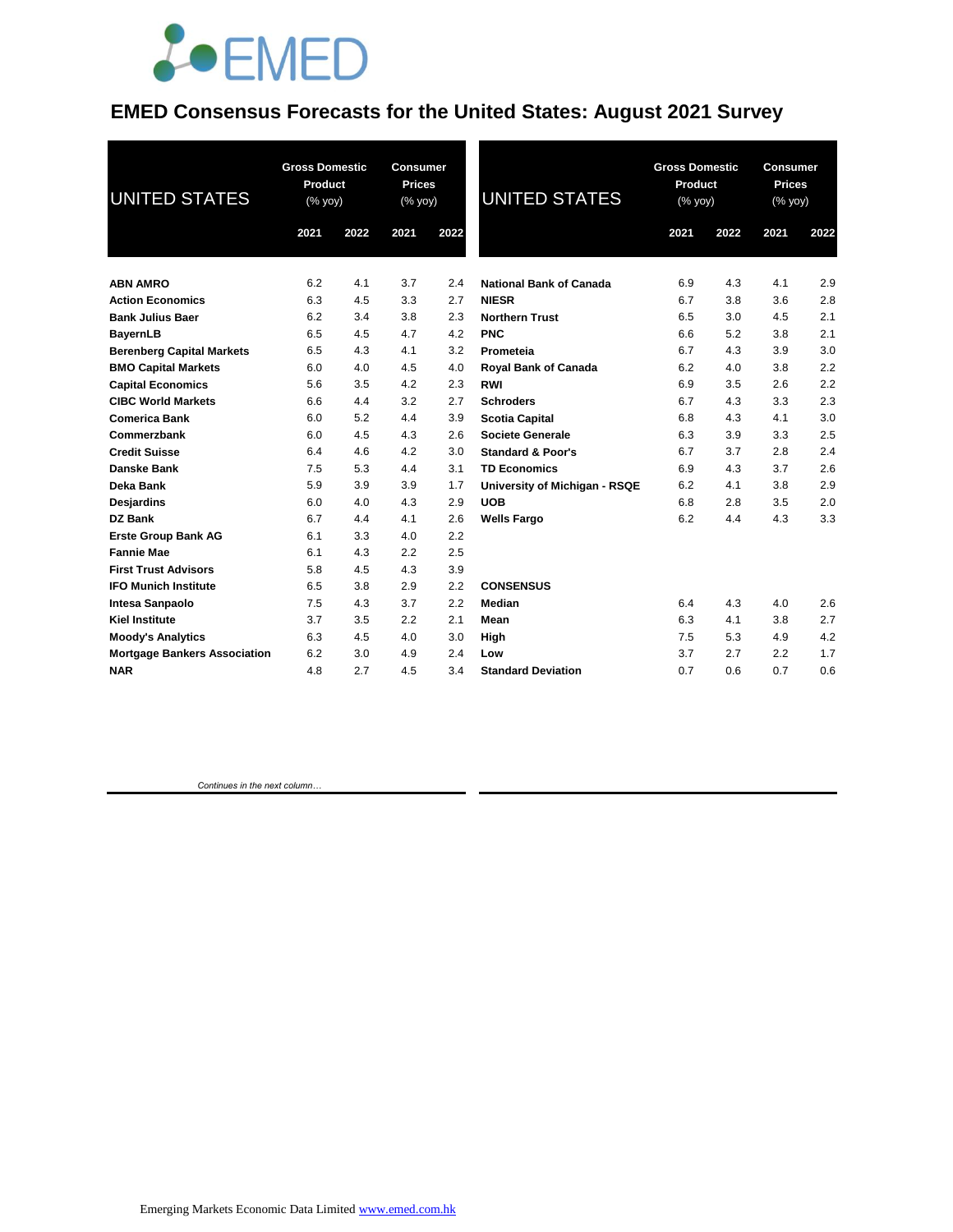# EMED Consensus Forecasts for the United States: August 2021 Survey

| UNITED STATES | Gross Domestic Product (% yoy) | | Consumer Prices (% yoy) | |
|---|---|---|---|---|
| | 2021 | 2022 | 2021 | 2022 |
| **ABN AMRO** | 6.2 | 4.1 | 3.7 | 2.4 |
| **Action Economics** | 6.3 | 4.5 | 3.3 | 2.7 |
| **Bank Julius Baer** | 6.2 | 3.4 | 3.8 | 2.3 |
| **BayernLB** | 6.5 | 4.5 | 4.7 | 4.2 |
| **Berenberg Capital Markets** | 6.5 | 4.3 | 4.1 | 3.2 |
| **BMO Capital Markets** | 6.0 | 4.0 | 4.5 | 4.0 |
| **Capital Economics** | 5.6 | 3.5 | 4.2 | 2.3 |
| **CIBC World Markets** | 6.6 | 4.4 | 3.2 | 2.7 |
| **Comerica Bank** | 6.0 | 5.2 | 4.4 | 3.9 |
| **Commerzbank** | 6.0 | 4.5 | 4.3 | 2.6 |
| **Credit Suisse** | 6.4 | 4.6 | 4.2 | 3.0 |
| **Danske Bank** | 7.5 | 5.3 | 4.4 | 3.1 |
| **Deka Bank** | 5.9 | 3.9 | 3.9 | 1.7 |
| **Desjardins** | 6.0 | 4.0 | 4.3 | 2.9 |
| **DZ Bank** | 6.7 | 4.4 | 4.1 | 2.6 |
| **Erste Group Bank AG** | 6.1 | 3.3 | 4.0 | 2.2 |
| **Fannie Mae** | 6.1 | 4.3 | 2.2 | 2.5 |
| **First Trust Advisors** | 5.8 | 4.5 | 4.3 | 3.9 |
| **IFO Munich Institute** | 6.5 | 3.8 | 2.9 | 2.2 |
| **Intesa Sanpaolo** | 7.5 | 4.3 | 3.7 | 2.2 |
| **Kiel Institute** | 3.7 | 3.5 | 2.2 | 2.1 |
| **Moody's Analytics** | 6.3 | 4.5 | 4.0 | 3.0 |
| **Mortgage Bankers Association** | 6.2 | 3.0 | 4.9 | 2.4 |
| **NAR** | 4.8 | 2.7 | 4.5 | 3.4 |
| **National Bank of Canada** | 6.9 | 4.3 | 4.1 | 2.9 |
| **NIESR** | 6.7 | 3.8 | 3.6 | 2.8 |
| **Northern Trust** | 6.5 | 3.0 | 4.5 | 2.1 |
| **PNC** | 6.6 | 5.2 | 3.8 | 2.1 |
| **Prometeia** | 6.7 | 4.3 | 3.9 | 3.0 |
| **Royal Bank of Canada** | 6.2 | 4.0 | 3.8 | 2.2 |
| **RWI** | 6.9 | 3.5 | 2.6 | 2.2 |
| **Schroders** | 6.7 | 4.3 | 3.3 | 2.3 |
| **Scotia Capital** | 6.8 | 4.3 | 4.1 | 3.0 |
| **Societe Generale** | 6.3 | 3.9 | 3.3 | 2.5 |
| **Standard & Poor's** | 6.7 | 3.7 | 2.8 | 2.4 |
| **TD Economics** | 6.9 | 4.3 | 3.7 | 2.6 |
| **University of Michigan - RSQE** | 6.2 | 4.1 | 3.8 | 2.9 |
| **UOB** | 6.8 | 2.8 | 3.5 | 2.0 |
| **Wells Fargo** | 6.2 | 4.4 | 4.3 | 3.3 |
| **CONSENSUS** | | | | |
| **Median** | 6.4 | 4.3 | 4.0 | 2.6 |
| **Mean** | 6.3 | 4.1 | 3.8 | 2.7 |
| **High** | 7.5 | 5.3 | 4.9 | 4.2 |
| **Low** | 3.7 | 2.7 | 2.2 | 1.7 |
| **Standard Deviation** | 0.7 | 0.6 | 0.7 | 0.6 |

*Continues in the next column…*

Emerging Markets Economic Data Limited www.emed.com.hk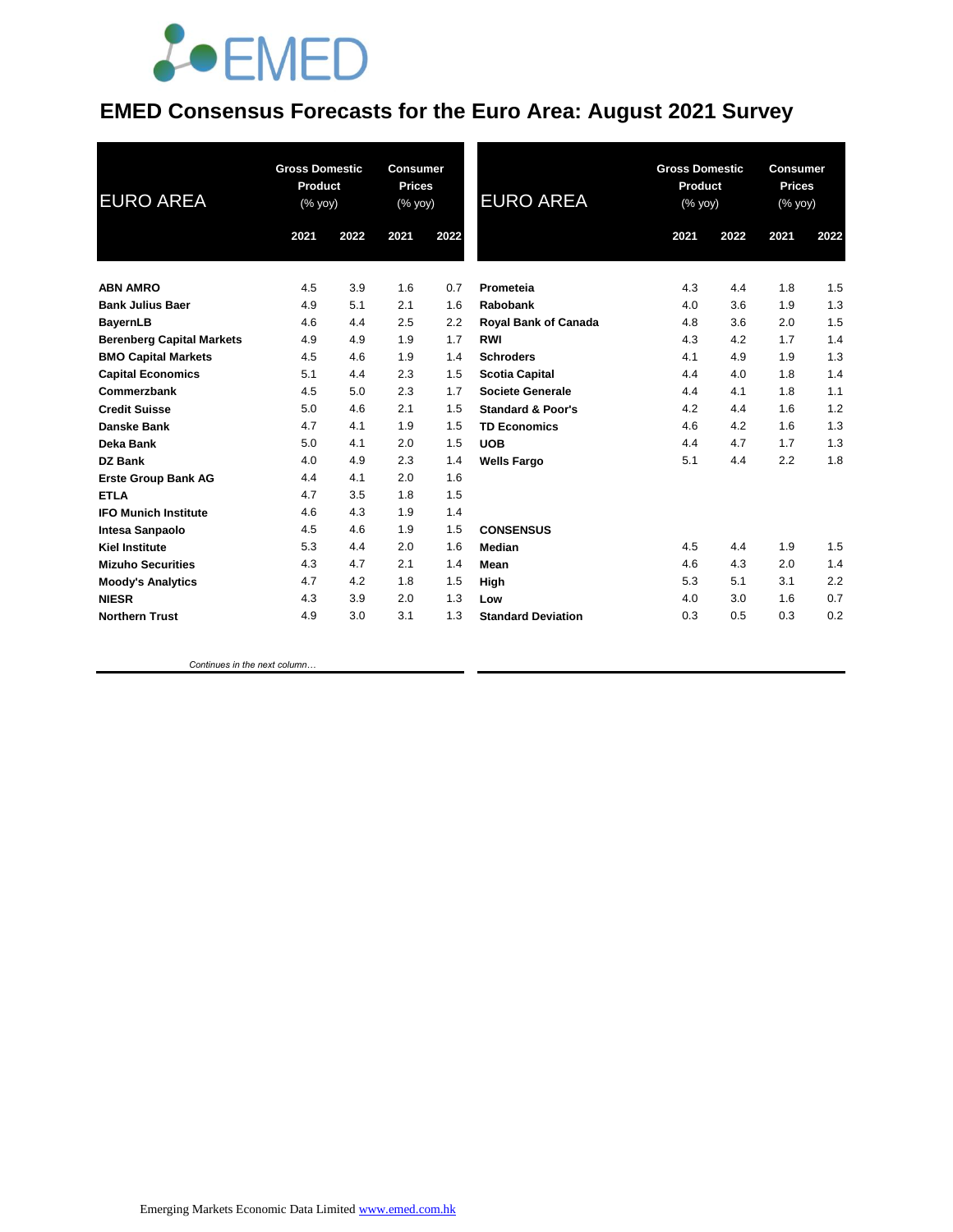# EMED Consensus Forecasts for the Euro Area: August 2021 Survey

| EURO AREA | Gross Domestic Product (% yoy) | | Consumer Prices (% yoy) | |
|---|---|---|---|---|
| | 2021 | 2022 | 2021 | 2022 |
| **ABN AMRO** | 4.5 | 3.9 | 1.6 | 0.7 |
| **Bank Julius Baer** | 4.9 | 5.1 | 2.1 | 1.6 |
| **BayernLB** | 4.6 | 4.4 | 2.5 | 2.2 |
| **Berenberg Capital Markets** | 4.9 | 4.9 | 1.9 | 1.7 |
| **BMO Capital Markets** | 4.5 | 4.6 | 1.9 | 1.4 |
| **Capital Economics** | 5.1 | 4.4 | 2.3 | 1.5 |
| **Commerzbank** | 4.5 | 5.0 | 2.3 | 1.7 |
| **Credit Suisse** | 5.0 | 4.6 | 2.1 | 1.5 |
| **Danske Bank** | 4.7 | 4.1 | 1.9 | 1.5 |
| **Deka Bank** | 5.0 | 4.1 | 2.0 | 1.5 |
| **DZ Bank** | 4.0 | 4.9 | 2.3 | 1.4 |
| **Erste Group Bank AG** | 4.4 | 4.1 | 2.0 | 1.6 |
| **ETLA** | 4.7 | 3.5 | 1.8 | 1.5 |
| **IFO Munich Institute** | 4.6 | 4.3 | 1.9 | 1.4 |
| **Intesa Sanpaolo** | 4.5 | 4.6 | 1.9 | 1.5 |
| **Kiel Institute** | 5.3 | 4.4 | 2.0 | 1.6 |
| **Mizuho Securities** | 4.3 | 4.7 | 2.1 | 1.4 |
| **Moody's Analytics** | 4.7 | 4.2 | 1.8 | 1.5 |
| **NIESR** | 4.3 | 3.9 | 2.0 | 1.3 |
| **Northern Trust** | 4.9 | 3.0 | 3.1 | 1.3 |

*Continues in the next column…*

| EURO AREA | Gross Domestic Product (% yoy) | | Consumer Prices (% yoy) | |
|---|---|---|---|---|
| | 2021 | 2022 | 2021 | 2022 |
| **Prometeia** | 4.3 | 4.4 | 1.8 | 1.5 |
| **Rabobank** | 4.0 | 3.6 | 1.9 | 1.3 |
| **Royal Bank of Canada** | 4.8 | 3.6 | 2.0 | 1.5 |
| **RWI** | 4.3 | 4.2 | 1.7 | 1.4 |
| **Schroders** | 4.1 | 4.9 | 1.9 | 1.3 |
| **Scotia Capital** | 4.4 | 4.0 | 1.8 | 1.4 |
| **Societe Generale** | 4.4 | 4.1 | 1.8 | 1.1 |
| **Standard & Poor's** | 4.2 | 4.4 | 1.6 | 1.2 |
| **TD Economics** | 4.6 | 4.2 | 1.6 | 1.3 |
| **UOB** | 4.4 | 4.7 | 1.7 | 1.3 |
| **Wells Fargo** | 5.1 | 4.4 | 2.2 | 1.8 |
| | | | | |
| **CONSENSUS** | | | | |
| **Median** | 4.5 | 4.4 | 1.9 | 1.5 |
| **Mean** | 4.6 | 4.3 | 2.0 | 1.4 |
| **High** | 5.3 | 5.1 | 3.1 | 2.2 |
| **Low** | 4.0 | 3.0 | 1.6 | 0.7 |
| **Standard Deviation** | 0.3 | 0.5 | 0.3 | 0.2 |

Emerging Markets Economic Data Limited www.emed.com.hk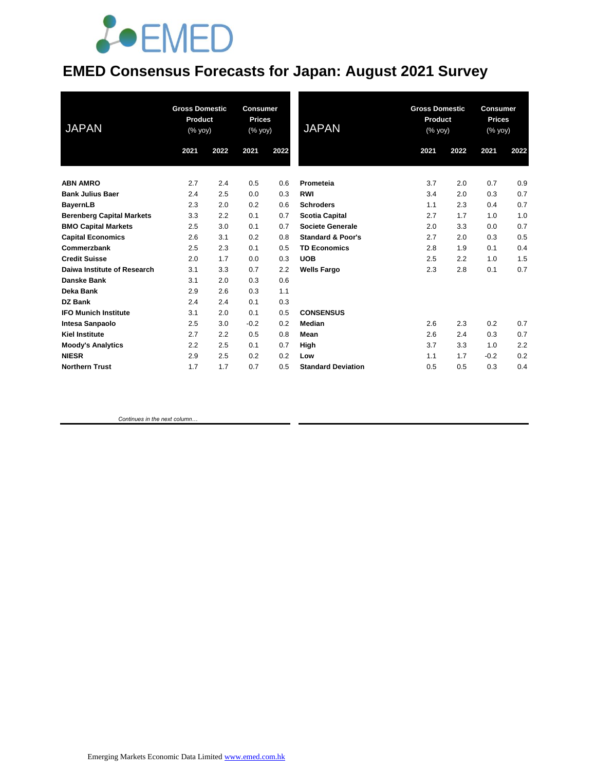# EMED Consensus Forecasts for Japan: August 2021 Survey

| JAPAN | Gross Domestic Product (% yoy) | | Consumer Prices (% yoy) | |
|---|---|---|---|---|
| | 2021 | 2022 | 2021 | 2022 |
| **ABN AMRO** | 2.7 | 2.4 | 0.5 | 0.6 |
| **Bank Julius Baer** | 2.4 | 2.5 | 0.0 | 0.3 |
| **BayernLB** | 2.3 | 2.0 | 0.2 | 0.6 |
| **Berenberg Capital Markets** | 3.3 | 2.2 | 0.1 | 0.7 |
| **BMO Capital Markets** | 2.5 | 3.0 | 0.1 | 0.7 |
| **Capital Economics** | 2.6 | 3.1 | 0.2 | 0.8 |
| **Commerzbank** | 2.5 | 2.3 | 0.1 | 0.5 |
| **Credit Suisse** | 2.0 | 1.7 | 0.0 | 0.3 |
| **Daiwa Institute of Research** | 3.1 | 3.3 | 0.7 | 2.2 |
| **Danske Bank** | 3.1 | 2.0 | 0.3 | 0.6 |
| **Deka Bank** | 2.9 | 2.6 | 0.3 | 1.1 |
| **DZ Bank** | 2.4 | 2.4 | 0.1 | 0.3 |
| **IFO Munich Institute** | 3.1 | 2.0 | 0.1 | 0.5 |
| **Intesa Sanpaolo** | 2.5 | 3.0 | -0.2 | 0.2 |
| **Kiel Institute** | 2.7 | 2.2 | 0.5 | 0.8 |
| **Moody's Analytics** | 2.2 | 2.5 | 0.1 | 0.7 |
| **NIESR** | 2.9 | 2.5 | 0.2 | 0.2 |
| **Northern Trust** | 1.7 | 1.7 | 0.7 | 0.5 |
| **Prometeia** | 3.7 | 2.0 | 0.7 | 0.9 |
| **RWI** | 3.4 | 2.0 | 0.3 | 0.7 |
| **Schroders** | 1.1 | 2.3 | 0.4 | 0.7 |
| **Scotia Capital** | 2.7 | 1.7 | 1.0 | 1.0 |
| **Societe Generale** | 2.0 | 3.3 | 0.0 | 0.7 |
| **Standard & Poor's** | 2.7 | 2.0 | 0.3 | 0.5 |
| **TD Economics** | 2.8 | 1.9 | 0.1 | 0.4 |
| **UOB** | 2.5 | 2.2 | 1.0 | 1.5 |
| **Wells Fargo** | 2.3 | 2.8 | 0.1 | 0.7 |
| **CONSENSUS** | | | | |
| **Median** | 2.6 | 2.3 | 0.2 | 0.7 |
| **Mean** | 2.6 | 2.4 | 0.3 | 0.7 |
| **High** | 3.7 | 3.3 | 1.0 | 2.2 |
| **Low** | 1.1 | 1.7 | -0.2 | 0.2 |
| **Standard Deviation** | 0.5 | 0.5 | 0.3 | 0.4 |

*Continues in the next column…*

Emerging Markets Economic Data Limited www.emed.com.hk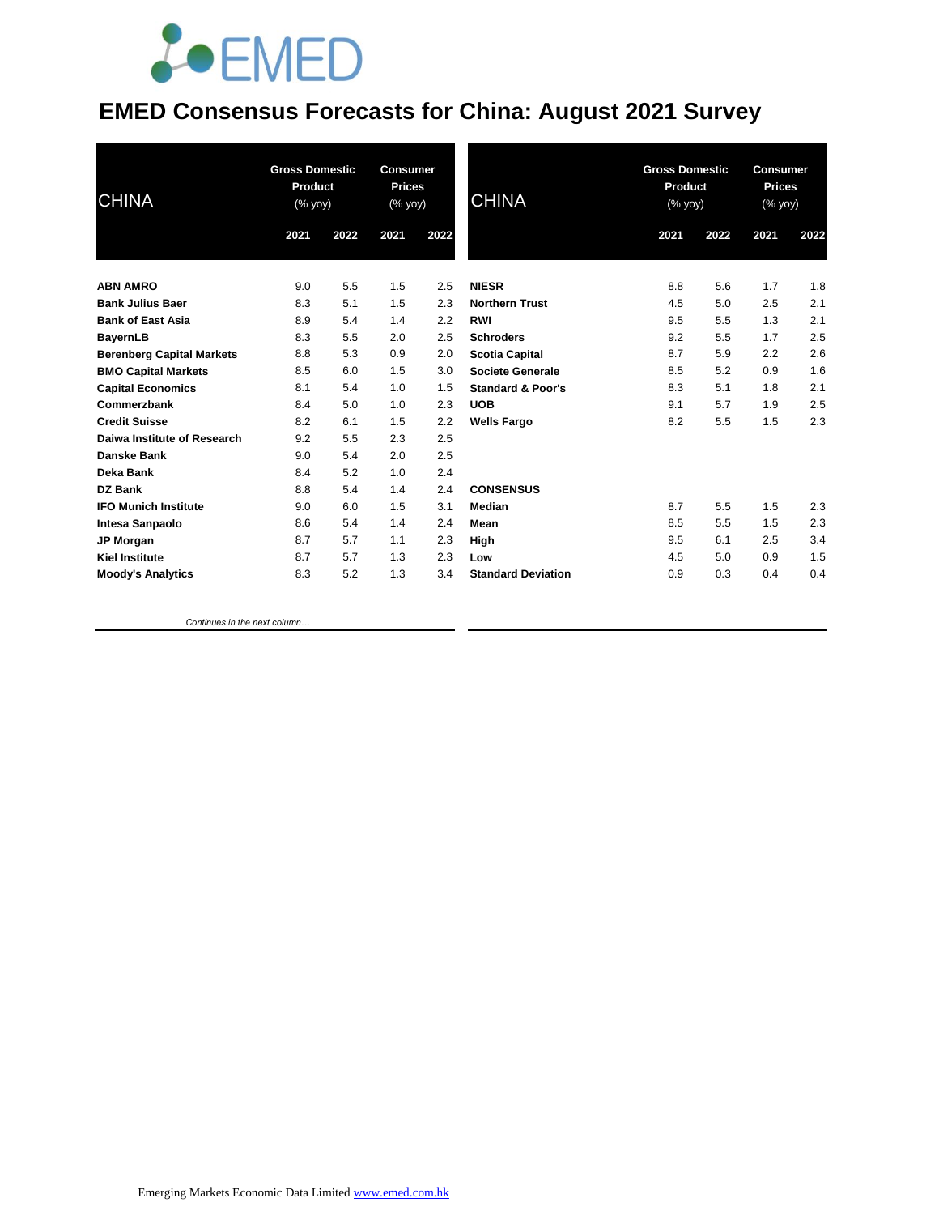# EMED Consensus Forecasts for China: August 2021 Survey

| CHINA | Gross Domestic Product (% yoy) | | Consumer Prices (% yoy) | |
|---|---|---|---|---|
| | 2021 | 2022 | 2021 | 2022 |
| **ABN AMRO** | 9.0 | 5.5 | 1.5 | 2.5 |
| **Bank Julius Baer** | 8.3 | 5.1 | 1.5 | 2.3 |
| **Bank of East Asia** | 8.9 | 5.4 | 1.4 | 2.2 |
| **BayernLB** | 8.3 | 5.5 | 2.0 | 2.5 |
| **Berenberg Capital Markets** | 8.8 | 5.3 | 0.9 | 2.0 |
| **BMO Capital Markets** | 8.5 | 6.0 | 1.5 | 3.0 |
| **Capital Economics** | 8.1 | 5.4 | 1.0 | 1.5 |
| **Commerzbank** | 8.4 | 5.0 | 1.0 | 2.3 |
| **Credit Suisse** | 8.2 | 6.1 | 1.5 | 2.2 |
| **Daiwa Institute of Research** | 9.2 | 5.5 | 2.3 | 2.5 |
| **Danske Bank** | 9.0 | 5.4 | 2.0 | 2.5 |
| **Deka Bank** | 8.4 | 5.2 | 1.0 | 2.4 |
| **DZ Bank** | 8.8 | 5.4 | 1.4 | 2.4 |
| **IFO Munich Institute** | 9.0 | 6.0 | 1.5 | 3.1 |
| **Intesa Sanpaolo** | 8.6 | 5.4 | 1.4 | 2.4 |
| **JP Morgan** | 8.7 | 5.7 | 1.1 | 2.3 |
| **Kiel Institute** | 8.7 | 5.7 | 1.3 | 2.3 |
| **Moody's Analytics** | 8.3 | 5.2 | 1.3 | 3.4 |
| **NIESR** | 8.8 | 5.6 | 1.7 | 1.8 |
| **Northern Trust** | 4.5 | 5.0 | 2.5 | 2.1 |
| **RWI** | 9.5 | 5.5 | 1.3 | 2.1 |
| **Schroders** | 9.2 | 5.5 | 1.7 | 2.5 |
| **Scotia Capital** | 8.7 | 5.9 | 2.2 | 2.6 |
| **Societe Generale** | 8.5 | 5.2 | 0.9 | 1.6 |
| **Standard & Poor's** | 8.3 | 5.1 | 1.8 | 2.1 |
| **UOB** | 9.1 | 5.7 | 1.9 | 2.5 |
| **Wells Fargo** | 8.2 | 5.5 | 1.5 | 2.3 |
| **CONSENSUS** | | | | |
| **Median** | 8.7 | 5.5 | 1.5 | 2.3 |
| **Mean** | 8.5 | 5.5 | 1.5 | 2.3 |
| **High** | 9.5 | 6.1 | 2.5 | 3.4 |
| **Low** | 4.5 | 5.0 | 0.9 | 1.5 |
| **Standard Deviation** | 0.9 | 0.3 | 0.4 | 0.4 |

*Continues in the next column…*

Emerging Markets Economic Data Limited www.emed.com.hk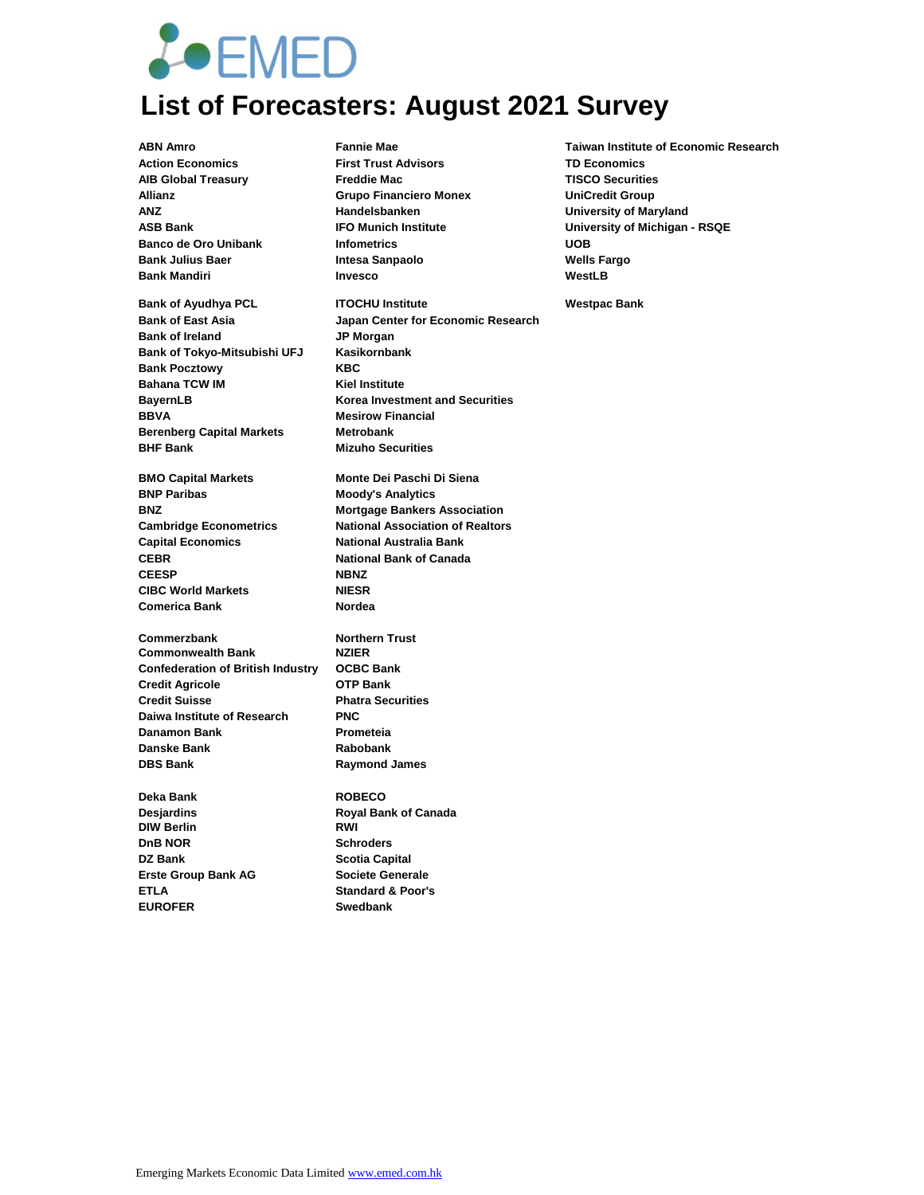EMED

# List of Forecasters: August 2021 Survey

ABN Amro
Action Economics
AIB Global Treasury
Allianz
ANZ
ASB Bank
Banco de Oro Unibank
Bank Julius Baer
Bank Mandiri

Bank of Ayudhya PCL
Bank of East Asia
Bank of Ireland
Bank of Tokyo-Mitsubishi UFJ
Bank Pocztowy
Bahana TCW IM
BayernLB
BBVA
Berenberg Capital Markets
BHF Bank

BMO Capital Markets
BNP Paribas
BNZ
Cambridge Econometrics
Capital Economics
CEBR
CEESP
CIBC World Markets
Comerica Bank

Commerzbank
Commonwealth Bank
Confederation of British Industry
Credit Agricole
Credit Suisse
Daiwa Institute of Research
Danamon Bank
Danske Bank
DBS Bank

Deka Bank
Desjardins
DIW Berlin
DnB NOR
DZ Bank
Erste Group Bank AG
ETLA
EUROFER

Fannie Mae
First Trust Advisors
Freddie Mac
Grupo Financiero Monex
Handelsbanken
IFO Munich Institute
Infometrics
Intesa Sanpaolo
Invesco

ITOCHU Institute
Japan Center for Economic Research
JP Morgan
Kasikornbank
KBC
Kiel Institute
Korea Investment and Securities
Mesirow Financial
Metrobank
Mizuho Securities

Monte Dei Paschi Di Siena
Moody's Analytics
Mortgage Bankers Association
National Association of Realtors
National Australia Bank
National Bank of Canada
NBNZ
NIESR
Nordea

Northern Trust
NZIER
OCBC Bank
OTP Bank
Phatra Securities
PNC
Prometeia
Rabobank
Raymond James

ROBECO
Royal Bank of Canada
RWI
Schroders
Scotia Capital
Societe Generale
Standard & Poor's
Swedbank

Taiwan Institute of Economic Research
TD Economics
TISCO Securities
UniCredit Group
University of Maryland
University of Michigan - RSQE
UOB
Wells Fargo
WestLB

Westpac Bank

Emerging Markets Economic Data Limited www.emed.com.hk